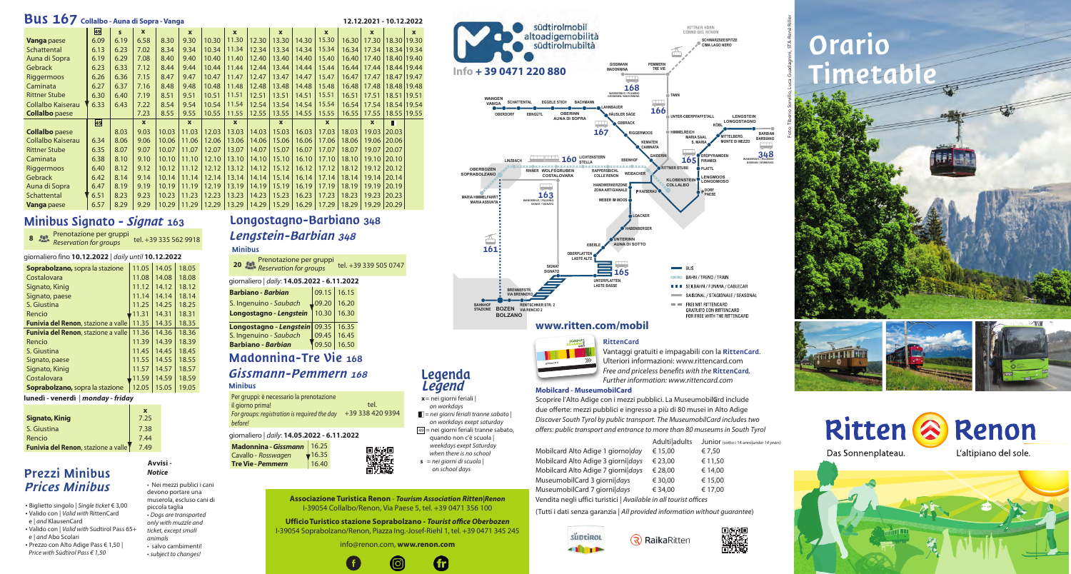# Bus 167 Collalbo - Auna di Sopra - Vanga

12.12.2021 - 10.12.2022

| | 49 | s | x | | x | | x | | x | | x | | x | | x |
|---|---|---|---|---|---|---|---|---|---|---|---|---|---|---|---|
| **Vanga** paese | 6.09 | 6.19 | 6.58 | 8.30 | 9.30 | 10.30 | 11.30 | 12.30 | 13.30 | 14.30 | 15.30 | 16.30 | 17.30 | 18.30 | 19.30 |
| Schattental | 6.13 | 6.23 | 7.02 | 8.34 | 9.34 | 10.34 | 11.34 | 12.34 | 13.34 | 14.34 | 15.34 | 16.34 | 17.34 | 18.34 | 19.34 |
| Auna di Sopra | 6.19 | 6.29 | 7.08 | 8.40 | 9.40 | 10.40 | 11.40 | 12.40 | 13.40 | 14.40 | 15.40 | 16.40 | 17.40 | 18.40 | 19.40 |
| Gebrack | 6.23 | 6.33 | 7.12 | 8.44 | 9.44 | 10.44 | 11.44 | 12.44 | 13.44 | 14.44 | 15.44 | 16.44 | 17.44 | 18.44 | 19.44 |
| Riggermoos | 6.26 | 6.36 | 7.15 | 8.47 | 9.47 | 10.47 | 11.47 | 12.47 | 13.47 | 14.47 | 15.47 | 16.47 | 17.47 | 18.47 | 19.47 |
| Caminata | 6.27 | 6.37 | 7.16 | 8.48 | 9.48 | 10.48 | 11.48 | 12.48 | 13.48 | 14.48 | 15.48 | 16.48 | 17.48 | 18.48 | 19.48 |
| Rittner Stube | 6.30 | 6.40 | 7.19 | 8.51 | 9.51 | 10.51 | 11.51 | 12.51 | 13.51 | 14.51 | 15.51 | 16.51 | 17.51 | 18.51 | 19.51 |
| Collalbo Kaiserau | 6.33 | 6.43 | 7.22 | 8.54 | 9.54 | 10.54 | 11.54 | 12.54 | 13.54 | 14.54 | 15.54 | 16.54 | 17.54 | 18.54 | 19.54 |
| **Collalbo** paese | | | 7.23 | 8.55 | 9.55 | 10.55 | 11.55 | 12.55 | 13.55 | 14.55 | 15.55 | 16.55 | 17.55 | 18.55 | 19.55 |

| | 49 | | x | | x | | x | | x | | x | | x | ▮ |
|---|---|---|---|---|---|---|---|---|---|---|---|---|---|---|
| **Collalbo** paese | | 8.03 | 9.03 | 10.03 | 11.03 | 12.03 | 13.03 | 14.03 | 15.03 | 16.03 | 17.03 | 18.03 | 19.03 | 20.03 |
| Collalbo Kaiserau | 6.34 | 8.06 | 9.06 | 10.06 | 11.06 | 12.06 | 13.06 | 14.06 | 15.06 | 16.06 | 17.06 | 18.06 | 19.06 | 20.06 |
| Rittner Stube | 6.35 | 8.07 | 9.07 | 10.07 | 11.07 | 12.07 | 13.07 | 14.07 | 15.07 | 16.07 | 17.07 | 18.07 | 19.07 | 20.07 |
| Caminata | 6.38 | 8.10 | 9.10 | 10.10 | 11.10 | 12.10 | 13.10 | 14.10 | 15.10 | 16.10 | 17.10 | 18.10 | 19.10 | 20.10 |
| Riggermoos | 6.40 | 8.12 | 9.12 | 10.12 | 11.12 | 12.12 | 13.12 | 14.12 | 15.12 | 16.12 | 17.12 | 18.12 | 19.12 | 20.12 |
| Gebrack | 6.42 | 8.14 | 9.14 | 10.14 | 11.14 | 12.14 | 13.14 | 14.14 | 15.14 | 16.14 | 17.14 | 18.14 | 19.14 | 20.14 |
| Auna di Sopra | 6.47 | 8.19 | 9.19 | 10.19 | 11.19 | 12.19 | 13.19 | 14.19 | 15.19 | 16.19 | 17.19 | 18.19 | 19.19 | 20.19 |
| Schattental | 6.51 | 8.23 | 9.23 | 10.23 | 11.23 | 12.23 | 13.23 | 14.23 | 15.23 | 16.23 | 17.23 | 18.23 | 19.23 | 20.23 |
| **Vanga** paese | 6.57 | 8.29 | 9.29 | 10.29 | 11.29 | 12.29 | 13.29 | 14.29 | 15.29 | 16.29 | 17.29 | 18.29 | 19.29 | 20.29 |

## Minibus Signato - *Signat* 163

8 Prenotazione per gruppi | *Reservation for groups* tel. +39 335 562 9918

giornaliero fino **10.12.2022** | *daily until* **10.12.2022**

| | | | |
|---|---|---|---|
| **Soprabolzano,** sopra la stazione | 11.05 | 14.05 | 18.05 |
| Costalovara | 11.08 | 14.08 | 18.08 |
| Signato, Kinig | 11.12 | 14.12 | 18.12 |
| Signato, paese | 11.14 | 14.14 | 18.14 |
| S. Giustina | 11.25 | 14.25 | 18.25 |
| Rencio | 11.31 | 14.31 | 18.31 |
| **Funivia del Renon**, stazione a valle | 11.35 | 14.35 | 18.35 |
| **Funivia del Renon**, stazione a valle | 11.36 | 14.36 | 18.36 |
| Rencio | 11.39 | 14.39 | 18.39 |
| S. Giustina | 11.45 | 14.45 | 18.45 |
| Signato, paese | 11.55 | 14.55 | 18.55 |
| Signato, Kinig | 11.57 | 14.57 | 18.57 |
| Costalovara | 11.59 | 14.59 | 18.59 |
| **Soprabolzano,** sopra la stazione | 12.05 | 15.05 | 19.05 |

**lunedì - venerdì** | *monday - friday*

| | x |
|---|---|
| **Signato, Kinig** | 7.25 |
| S. Giustina | 7.38 |
| Rencio | 7.44 |
| **Funivia del Renon**, stazione a valle | 7.49 |

## Prezzi Minibus *Prices Minibus*

- Biglietto singolo | *Single ticket* € 3,00
- Valido con | *Valid with* RittenCard e | *and* KlausenCard
- Valido con | *Valid with* Südtirol Pass 65+ e | *and* Abo Scolari
- Prezzo con Alto Adige Pass € 1,50 | *Price with Südtirol Pass € 1,50*

**Avvisi - *Notice***

- Nei mezzi pubblici i cani devono portare una museruola, escluso cani di piccola taglia
- *Dogs are transported only with muzzle and ticket, except small animals*
- salvo cambiamenti!
- *subject to changes!*

## Longostagno-Barbiano 348 *Lengstein-Barbian 348*

**Minibus**

20 Prenotazione per gruppi | *Reservation for groups* tel. +39 339 505 0747

giornaliero | *daily:* **14.05.2022 - 6.11.2022**

| | | |
|---|---|---|
| **Barbiano - *Barbian*** | 09.15 | 16.15 |
| S. Ingenuino - *Saubach* | 09.20 | 16.20 |
| **Longostagno - *Lengstein*** | 10.30 | 16.30 |
| **Longostagno - *Lengstein*** | 09.35 | 16.35 |
| S. Ingenuino - *Saubach* | 09.45 | 16.45 |
| **Barbiano - *Barbian*** | 09.50 | 16.50 |

## Madonnina-Tre Vie 168 *Gissmann-Pemmern 168*

**Minibus**

Per gruppi: è necessario la prenotazione il giorno prima! | *For groups: registration is required the day before!* tel. +39 338 420 9394

giornaliero | *daily:* **14.05.2022 - 6.11.2022**

| | |
|---|---|
| **Madonnina - *Gissmann*** | 16.25 |
| Cavallo - *Rosswagen* | 16.35 |
| **Tre Vie - *Pemmern*** | 16.40 |

## Legenda *Legend*

- **x** = nei giorni feriali | *on workdays*
- ▮ = nei giorni feriali tranne sabato | *on workdays except saturday*
- 49 = nei giorni feriali tranne sabato, quando non c'è scuola | *weekdays exept Saturday when there is no school*
- **s** = nei giorni di scuola | *on school days*

**Associazione Turistica Renon** - *Tourism Association Ritten|Renon*
I-39054 Collalbo/Renon, Via Paese 5, tel. +39 0471 356 100

**Ufficio Turistico stazione Soprabolzano -** *Tourist office Oberbozen*
I-39054 Soprabolzano/Renon, Piazza Ing.-Josef-Riehl 1, tel. +39 0471 345 245

info@renon.com, **www.renon.com**

südtirolmobil altoadigemobilità südtirolmubilità

**Info + 39 0471 220 880**

BUS | BAHN / TRENO / TRAIN | SEILBAHN / FUNIVIA / CABLECAR | SAISONAL / STAGIONALE / SEASONAL | FREI MIT RITTENCARD GRATUITO CON RITTENCARD FOR FREE WITH THE RITTENCARD

**www.ritten.com/mobil**

### RittenCard

Vantaggi gratuiti e impagabili con la **RittenCard**. Ulteriori informazioni: www.rittencard.com
*Free and priceless benefits with the* **RittenCard**. *Further information: www.rittencard.com*

### Mobilcard - MuseumobilCard

Scoprire l'Alto Adige con i mezzi pubblici. La MuseumobilCard include due offerte: mezzi pubblici e ingresso a più di 80 musei in Alto Adige
*Discover South Tyrol by public transport. The MuseumobilCard includes two offers: public transport and entrance to more than 80 museums in South Tyrol*

| | Adulti\|adults | Junior (sotto i 14 anni\|under 14 years) |
|---|---|---|
| Mobilcard Alto Adige 1 giorno\|day | € 15,00 | € 7,50 |
| Mobilcard Alto Adige 3 giorni\|days | € 23,00 | € 11,50 |
| Mobilcard Alto Adige 7 giorni\|days | € 28,00 | € 14,00 |
| MuseumobilCard 3 giorni\|days | € 30,00 | € 15,00 |
| MuseumobilCard 7 giorni\|days | € 34,00 | € 17,00 |

Vendita negli uffici turistici | *Available in all tourist offices*

(Tutti i dati senza garanzia | *All provided information without guarantee*)

# Orario Timetable

Foto: Tiberio Sorvillo, Luca Guadagnini, STA-René Riller

**Ritten Renon**

Das Sonnenplateau. L'altipiano del sole.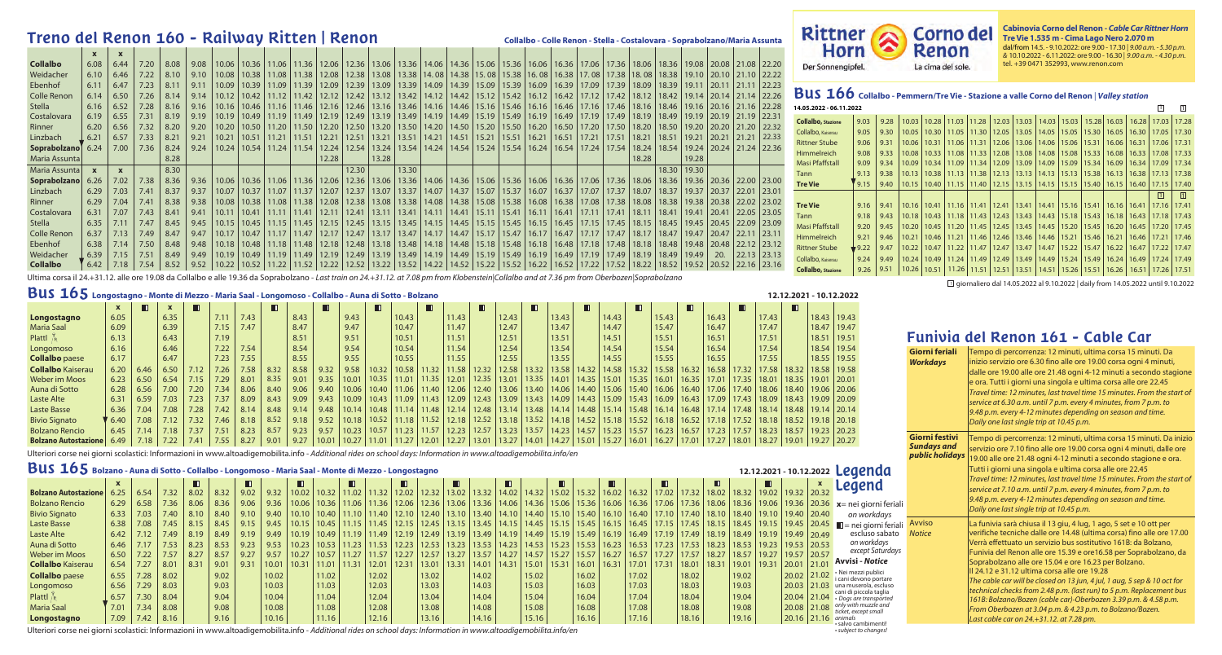# Treno del Renon 160 - Railway Ritten | Renon

Collalbo - Colle Renon - Stella - Costalovara - Soprabolzano/Maria Assunta

| | x | x | | | | | | | | | | | | | | | | | | | | | | | | | |
|---|---|---|---|---|---|---|---|---|---|---|---|---|---|---|---|---|---|---|---|---|---|---|---|---|---|---|---|
| **Collalbo** | 6.08 | 6.44 | 7.20 | 8.08 | 9.08 | 10.06 | 10.36 | 11.06 | 11.36 | 12.06 | 12.36 | 13.06 | 13.36 | 14.06 | 14.36 | 15.06 | 15.36 | 16.06 | 16.36 | 17.06 | 17.36 | 18.06 | 18.36 | 19.08 | 20.08 | 21.08 | 22.20 |
| Weidacher | 6.10 | 6.46 | 7.22 | 8.10 | 9.10 | 10.08 | 10.38 | 11.08 | 11.38 | 12.08 | 12.38 | 13.08 | 13.38 | 14.08 | 14.38 | 15.08 | 15.38 | 16.08 | 16.38 | 17.08 | 17.38 | 18.08 | 18.38 | 19.10 | 20.10 | 21.10 | 22.22 |
| Ebenhof | 6.11 | 6.47 | 7.23 | 8.11 | 9.11 | 10.09 | 10.39 | 11.09 | 11.39 | 12.09 | 12.39 | 13.09 | 13.39 | 14.09 | 14.39 | 15.09 | 15.39 | 16.09 | 16.39 | 17.09 | 17.39 | 18.09 | 18.39 | 19.11 | 20.11 | 21.11 | 22.23 |
| Colle Renon | 6.14 | 6.50 | 7.26 | 8.14 | 9.14 | 10.12 | 10.42 | 11.12 | 11.42 | 12.12 | 12.42 | 13.12 | 13.42 | 14.12 | 14.42 | 15.12 | 15.42 | 16.12 | 16.42 | 17.12 | 17.42 | 18.12 | 18.42 | 19.14 | 20.14 | 21.14 | 22.26 |
| Stella | 6.16 | 6.52 | 7.28 | 8.16 | 9.16 | 10.16 | 10.46 | 11.16 | 11.46 | 12.16 | 12.46 | 13.16 | 13.46 | 14.16 | 14.46 | 15.16 | 15.46 | 16.16 | 16.46 | 17.16 | 17.46 | 18.16 | 18.46 | 19.16 | 20.16 | 21.16 | 22.28 |
| Costalovara | 6.19 | 6.55 | 7.31 | 8.19 | 9.19 | 10.19 | 10.49 | 11.19 | 11.49 | 12.19 | 12.49 | 13.19 | 13.49 | 14.19 | 14.49 | 15.19 | 15.49 | 16.19 | 16.49 | 17.19 | 17.49 | 18.19 | 18.49 | 19.19 | 20.19 | 21.19 | 22.31 |
| Rinner | 6.20 | 6.56 | 7.32 | 8.20 | 9.20 | 10.20 | 10.50 | 11.20 | 11.50 | 12.20 | 12.50 | 13.20 | 13.50 | 14.20 | 14.50 | 15.20 | 15.50 | 16.20 | 16.50 | 17.20 | 17.50 | 18.20 | 18.50 | 19.20 | 20.20 | 21.20 | 22.32 |
| Linzbach | 6.21 | 6.57 | 7.33 | 8.21 | 9.21 | 10.21 | 10.51 | 11.21 | 11.51 | 12.21 | 12.51 | 13.21 | 13.51 | 14.21 | 14.51 | 15.21 | 15.51 | 16.21 | 16.51 | 17.21 | 17.51 | 18.21 | 18.51 | 19.21 | 20.21 | 21.21 | 22.33 |
| **Soprabolzano** | 6.24 | 7.00 | 7.36 | 8.24 | 9.24 | 10.24 | 10.54 | 11.24 | 11.54 | 12.24 | 12.54 | 13.24 | 13.54 | 14.24 | 14.54 | 15.24 | 15.54 | 16.24 | 16.54 | 17.24 | 17.54 | 18.24 | 18.54 | 19.24 | 20.24 | 21.24 | 22.36 |
| Maria Assunta | | | | 8.28 | | | | | | 12.28 | | 13.28 | | | | | | | | | | 18.28 | | 19.28 | | | |
| Maria Assunta | x | x | | 8.30 | | | | | | | 12.30 | | 13.30 | | | | | | | | | | 18.30 | 19.30 | | | |
| **Soprabolzano** | 6.26 | 7.02 | 7.38 | 8.36 | 9.36 | 10.06 | 10.36 | 11.06 | 11.36 | 12.06 | 12.36 | 13.06 | 13.36 | 14.06 | 14.36 | 15.06 | 15.36 | 16.06 | 16.36 | 17.06 | 17.36 | 18.06 | 18.36 | 19.36 | 20.36 | 22.00 | 23.00 |
| Linzbach | 6.29 | 7.03 | 7.41 | 8.37 | 9.37 | 10.07 | 10.37 | 11.07 | 11.37 | 12.07 | 12.37 | 13.07 | 13.37 | 14.07 | 14.37 | 15.07 | 15.37 | 16.07 | 16.37 | 17.07 | 17.37 | 18.07 | 18.37 | 19.37 | 20.37 | 22.01 | 23.01 |
| Rinner | 6.29 | 7.04 | 7.41 | 8.38 | 9.38 | 10.08 | 10.38 | 11.08 | 11.38 | 12.08 | 12.38 | 13.08 | 13.38 | 14.08 | 14.38 | 15.08 | 15.38 | 16.08 | 16.38 | 17.08 | 17.38 | 18.08 | 18.38 | 19.38 | 20.38 | 22.02 | 23.02 |
| Costalovara | 6.31 | 7.07 | 7.43 | 8.41 | 9.41 | 10.11 | 10.41 | 11.11 | 11.41 | 12.11 | 12.41 | 13.11 | 13.41 | 14.11 | 14.41 | 15.11 | 15.41 | 16.11 | 16.41 | 17.11 | 17.41 | 18.11 | 18.41 | 19.41 | 20.41 | 22.05 | 23.05 |
| Stella | 6.35 | 7.11 | 7.47 | 8.45 | 9.45 | 10.15 | 10.45 | 11.15 | 11.45 | 12.15 | 12.45 | 13.15 | 13.45 | 14.15 | 14.45 | 15.15 | 15.45 | 16.15 | 16.45 | 17.15 | 17.45 | 18.15 | 18.45 | 19.45 | 20.45 | 22.09 | 23.09 |
| Colle Renon | 6.37 | 7.13 | 7.49 | 8.47 | 9.47 | 10.17 | 10.47 | 11.17 | 11.47 | 12.17 | 12.47 | 13.17 | 13.47 | 14.17 | 14.47 | 15.17 | 15.47 | 16.17 | 16.47 | 17.17 | 17.47 | 18.17 | 18.47 | 19.47 | 20.47 | 22.11 | 23.11 |
| Ebenhof | 6.38 | 7.14 | 7.50 | 8.48 | 9.48 | 10.18 | 10.48 | 11.18 | 11.48 | 12.18 | 12.48 | 13.18 | 13.48 | 14.18 | 14.48 | 15.18 | 15.48 | 16.18 | 16.48 | 17.18 | 17.48 | 18.18 | 18.48 | 19.48 | 20.48 | 22.12 | 23.12 |
| Weidacher | 6.39 | 7.15 | 7.51 | 8.49 | 9.49 | 10.19 | 10.49 | 11.19 | 11.49 | 12.19 | 12.49 | 13.19 | 13.49 | 14.19 | 14.49 | 15.19 | 15.49 | 16.19 | 16.49 | 17.19 | 17.49 | 18.19 | 18.49 | 19.49 | 20. | 22.13 | 23.13 |
| **Collalbo** | 6.42 | 7.18 | 7.54 | 8.52 | 9.52 | 10.22 | 10.52 | 11.22 | 11.52 | 12.22 | 12.52 | 13.22 | 13.52 | 14.22 | 14.52 | 15.22 | 15.52 | 16.22 | 16.52 | 17.22 | 17.52 | 18.22 | 18.52 | 19.52 | 20.52 | 22.16 | 23.16 |

Ultima corsa il 24.+31.12. alle ore 19.08 da Collalbo e alle 19.36 da Soprabolzano - *Last train on 24.+31.12. at 7.08 pm from Klobenstein|Collalbo and at 7.36 pm from Oberbozen|Soprabolzano*

**Rittner Horn** – Der Sonnengipfel. **Corno del Renon** – La cima del sole.

**Cabinovia Corno del Renon -** ***Cable Car Rittner Horn***
**Tre Vie 1.535 m - Cima Lago Nero 2.070 m**
**dal/from** 14.5. - 9.10.2022: ore 9.00 - 17.30 | *9.00 a.m. - 5.30 p.m.*
& 10.10.2022 - 6.11.2022: ore 9.00 - 16.30 | *9.00 a.m. - 4.30 p.m.*
tel. +39 0471 352993, www.renon.com

# Bus 166 Collalbo - Pemmern/Tre Vie - Stazione a valle Corno del Renon | *Valley station*

14.05.2022 - 06.11.2022

| | | | | | | | | | | | | | | ① | ① |
|---|---|---|---|---|---|---|---|---|---|---|---|---|---|---|---|
| **Collalbo, Stazione** | 9.03 | 9.28 | 10.03 | 10.28 | 11.03 | 11.28 | 12.03 | 13.03 | 14.03 | 15.03 | 15.28 | 16.03 | 16.28 | 17.03 | 17.28 |
| Collalbo, Kaiserau | 9.05 | 9.30 | 10.05 | 10.30 | 11.05 | 11.30 | 12.05 | 13.05 | 14.05 | 15.05 | 15.30 | 16.05 | 16.30 | 17.05 | 17.30 |
| Rittner Stube | 9.06 | 9.31 | 10.06 | 10.31 | 11.06 | 11.31 | 12.06 | 13.06 | 14.06 | 15.06 | 15.31 | 16.06 | 16.31 | 17.06 | 17.31 |
| Himmelreich | 9.08 | 9.33 | 10.08 | 10.33 | 11.08 | 11.33 | 12.08 | 13.08 | 14.08 | 15.08 | 15.33 | 16.08 | 16.33 | 17.08 | 17.33 |
| Masi Pfaffstall | 9.09 | 9.34 | 10.09 | 10.34 | 11.09 | 11.34 | 12.09 | 13.09 | 14.09 | 15.09 | 15.34 | 16.09 | 16.34 | 17.09 | 17.34 |
| Tann | 9.13 | 9.38 | 10.13 | 10.38 | 11.13 | 11.38 | 12.13 | 13.13 | 14.13 | 15.13 | 15.38 | 16.13 | 16.38 | 17.13 | 17.38 |
| **Tre Vie** | 9.15 | 9.40 | 10.15 | 10.40 | 11.15 | 11.40 | 12.15 | 13.15 | 14.15 | 15.15 | 15.40 | 16.15 | 16.40 | 17.15 | 17.40 |
| | | | | | | | | | | | | | | ① | ① |
| **Tre Vie** | 9.16 | 9.41 | 10.16 | 10.41 | 11.16 | 11.41 | 12.41 | 13.41 | 14.41 | 15.16 | 15.41 | 16.16 | 16.41 | 17.16 | 17.41 |
| Tann | 9.18 | 9.43 | 10.18 | 10.43 | 11.18 | 11.43 | 12.43 | 13.43 | 14.43 | 15.18 | 15.43 | 16.18 | 16.43 | 17.18 | 17.43 |
| Masi Pfaffstall | 9.20 | 9.45 | 10.20 | 10.45 | 11.20 | 11.45 | 12.45 | 13.45 | 14.45 | 15.20 | 15.45 | 16.20 | 16.45 | 17.20 | 17.45 |
| Himmelreich | 9.21 | 9.46 | 10.21 | 10.46 | 11.21 | 11.46 | 12.46 | 13.46 | 14.46 | 15.21 | 15.46 | 16.21 | 16.46 | 17.21 | 17.46 |
| Rittner Stube | 9.22 | 9.47 | 10.22 | 10.47 | 11.22 | 11.47 | 12.47 | 13.47 | 14.47 | 15.22 | 15.47 | 16.22 | 16.47 | 17.22 | 17.47 |
| Collalbo, Kaiserau | 9.24 | 9.49 | 10.24 | 10.49 | 11.24 | 11.49 | 12.49 | 13.49 | 14.49 | 15.24 | 15.49 | 16.24 | 16.49 | 17.24 | 17.49 |
| **Collalbo, Stazione** | 9.26 | 9.51 | 10.26 | 10.51 | 11.26 | 11.51 | 12.51 | 13.51 | 14.51 | 15.26 | 15.51 | 16.26 | 16.51 | 17.26 | 17.51 |

① giornaliero dal 14.05.2022 al 9.10.2022 | daily from 14.05.2022 until 9.10.2022

# Bus 165 Longostagno - Monte di Mezzo - Maria Saal - Longomoso - Collalbo - Auna di Sotto - Bolzano

12.12.2021 - 10.12.2022

| | x | ■ | x | ■ | | | ■ | | ■ | | ■ | | ■ | | ■ | | ■ | | ■ | | ■ | | ■ | | ■ | | ■ | | |
|---|---|---|---|---|---|---|---|---|---|---|---|---|---|---|---|---|---|---|---|---|---|---|---|---|---|---|---|---|---|
| **Longostagno** | 6.05 | | 6.35 | | 7.11 | 7.43 | | 8.43 | | 9.43 | | 10.43 | | 11.43 | | 12.43 | | 13.43 | | 14.43 | | 15.43 | | 16.43 | | 17.43 | | 18.43 | 19.43 |
| Maria Saal | 6.09 | | 6.39 | | 7.15 | 7.47 | | 8.47 | | 9.47 | | 10.47 | | 11.47 | | 12.47 | | 13.47 | | 14.47 | | 15.47 | | 16.47 | | 17.47 | | 18.47 | 19.47 |
| Plattl | 6.13 | | 6.43 | | 7.19 | | | 8.51 | | 9.51 | | 10.51 | | 11.51 | | 12.51 | | 13.51 | | 14.51 | | 15.51 | | 16.51 | | 17.51 | | 18.51 | 19.51 |
| Longomoso | 6.16 | | 6.46 | | 7.22 | 7.54 | | 8.54 | | 9.54 | | 10.54 | | 11.54 | | 12.54 | | 13.54 | | 14.54 | | 15.54 | | 16.54 | | 17.54 | | 18.54 | 19.54 |
| **Collalbo** paese | 6.17 | | 6.47 | | 7.23 | 7.55 | | 8.55 | | 9.55 | | 10.55 | | 11.55 | | 12.55 | | 13.55 | | 14.55 | | 15.55 | | 16.55 | | 17.55 | | 18.55 | 19.55 |
| **Collalbo** Kaiserau | 6.20 | 6.46 | 6.50 | 7.12 | 7.26 | 7.58 | 8.32 | 8.58 | 9.32 | 9.58 | 10.32 | 10.58 | 11.32 | 11.58 | 12.32 | 12.58 | 13.32 | 13.58 | 14.32 | 14.58 | 15.32 | 15.58 | 16.32 | 16.58 | 17.32 | 17.58 | 18.32 | 18.58 | 19.58 |
| Weber im Moos | 6.23 | 6.50 | 6.54 | 7.15 | 7.29 | 8.01 | 8.35 | 9.01 | 9.35 | 10.01 | 10.35 | 11.01 | 11.35 | 12.01 | 12.35 | 13.01 | 13.35 | 14.01 | 14.35 | 15.01 | 15.35 | 16.01 | 16.35 | 17.01 | 17.35 | 18.01 | 18.35 | 19.01 | 20.01 |
| Auna di Sotto | 6.28 | 6.56 | 7.00 | 7.20 | 7.34 | 8.06 | 8.40 | 9.06 | 9.40 | 10.06 | 10.40 | 11.06 | 11.40 | 12.06 | 12.40 | 13.06 | 13.40 | 14.06 | 14.40 | 15.06 | 15.40 | 16.06 | 16.40 | 17.06 | 17.40 | 18.06 | 18.40 | 19.06 | 20.06 |
| Laste Alte | 6.31 | 6.59 | 7.03 | 7.23 | 7.37 | 8.09 | 8.43 | 9.09 | 9.43 | 10.09 | 10.43 | 11.09 | 11.43 | 12.09 | 12.43 | 13.09 | 13.43 | 14.09 | 14.43 | 15.09 | 15.43 | 16.09 | 16.43 | 17.09 | 17.43 | 18.09 | 18.43 | 19.09 | 20.09 |
| Laste Basse | 6.36 | 7.04 | 7.08 | 7.28 | 7.42 | 8.14 | 8.48 | 9.14 | 9.48 | 10.14 | 10.48 | 11.14 | 11.48 | 12.14 | 12.48 | 13.14 | 13.48 | 14.14 | 14.48 | 15.14 | 15.48 | 16.14 | 16.48 | 17.14 | 17.48 | 18.14 | 18.48 | 19.14 | 20.14 |
| Bivio Signato | 6.40 | 7.08 | 7.12 | 7.32 | 7.46 | 8.18 | 8.52 | 9.18 | 9.52 | 10.18 | 10.52 | 11.18 | 11.52 | 12.18 | 12.52 | 13.18 | 13.52 | 14.18 | 14.52 | 15.18 | 15.52 | 16.18 | 16.52 | 17.18 | 17.52 | 18.18 | 18.52 | 19.18 | 20.18 |
| Bolzano Renicio | 6.45 | 7.14 | 7.18 | 7.37 | 7.51 | 8.23 | 8.57 | 9.23 | 9.57 | 10.23 | 10.57 | 11.23 | 11.57 | 12.23 | 12.57 | 13.23 | 13.57 | 14.23 | 14.57 | 15.23 | 15.57 | 16.23 | 16.57 | 17.23 | 17.57 | 18.23 | 18.57 | 19.23 | 20.23 |
| **Bolzano Autostazione** | 6.49 | 7.18 | 7.22 | 7.41 | 7.55 | 8.27 | 9.01 | 9.27 | 10.01 | 10.27 | 11.01 | 11.27 | 12.01 | 12.27 | 13.01 | 13.27 | 14.01 | 14.27 | 15.01 | 15.27 | 16.01 | 16.27 | 17.01 | 17.27 | 18.01 | 18.27 | 19.01 | 19.27 | 20.27 |

Ulteriori corse nei giorni scolastici: Informazioni in www.altoadigemobilita.info - *Additional rides on school days: Information in www.altoadigemobilita.info/en*

# Bus 165 Bolzano - Auna di Sotto - Collalbo - Longomoso - Maria Saal - Monte di Mezzo - Longostagno

12.12.2021 - 10.12.2022

| | x | | | ■ | | ■ | | ■ | | ■ | | ■ | | ■ | | ■ | | ■ | | ■ | | ■ | | ■ | | ■ | | x |
|---|---|---|---|---|---|---|---|---|---|---|---|---|---|---|---|---|---|---|---|---|---|---|---|---|---|---|---|---|
| **Bolzano Autostazione** | 6.25 | 6.54 | 7.32 | 8.02 | 8.32 | 9.02 | 9.32 | 10.02 | 10.32 | 11.02 | 11.32 | 12.02 | 12.32 | 13.02 | 13.32 | 14.02 | 14.32 | 15.02 | 15.32 | 16.02 | 16.32 | 17.02 | 17.32 | 18.02 | 18.32 | 19.02 | 19.32 | 20.32 |
| Bolzano Renicio | 6.29 | 6.58 | 7.36 | 8.06 | 8.36 | 9.06 | 9.36 | 10.06 | 10.36 | 11.06 | 11.36 | 12.06 | 12.36 | 13.06 | 13.36 | 14.06 | 14.36 | 15.06 | 15.36 | 16.06 | 16.36 | 17.06 | 17.36 | 18.06 | 18.36 | 19.06 | 19.36 | 20.36 |
| Bivio Signato | 6.33 | 7.03 | 7.40 | 8.10 | 8.40 | 9.10 | 9.40 | 10.10 | 10.40 | 11.10 | 11.40 | 12.10 | 12.40 | 13.10 | 13.40 | 14.10 | 14.40 | 15.10 | 15.40 | 16.10 | 16.40 | 17.10 | 17.40 | 18.10 | 18.40 | 19.10 | 19.40 | 20.40 |
| Laste Basse | 6.38 | 7.08 | 7.45 | 8.15 | 8.45 | 9.15 | 9.45 | 10.15 | 10.45 | 11.15 | 11.45 | 12.15 | 12.45 | 13.15 | 13.45 | 14.15 | 14.45 | 15.15 | 15.45 | 16.15 | 16.45 | 17.15 | 17.45 | 18.15 | 18.45 | 19.15 | 19.45 | 20.45 |
| Laste Alte | 6.42 | 7.12 | 7.49 | 8.19 | 8.49 | 9.19 | 9.49 | 10.19 | 10.49 | 11.19 | 11.49 | 12.19 | 12.49 | 13.19 | 13.49 | 14.19 | 14.49 | 15.19 | 15.49 | 16.19 | 16.49 | 17.19 | 17.49 | 18.19 | 18.49 | 19.19 | 19.49 | 20.49 |
| Auna di Sotto | 6.46 | 7.17 | 7.53 | 8.23 | 8.53 | 9.23 | 9.53 | 10.23 | 10.53 | 11.23 | 11.53 | 12.23 | 12.53 | 13.23 | 13.53 | 14.23 | 14.53 | 15.23 | 15.53 | 16.23 | 16.53 | 17.23 | 17.53 | 18.23 | 18.53 | 19.23 | 19.53 | 20.53 |
| Weber im Moos | 6.50 | 7.22 | 7.57 | 8.27 | 8.57 | 9.27 | 9.57 | 10.27 | 10.57 | 11.27 | 11.57 | 12.27 | 12.57 | 13.27 | 13.57 | 14.27 | 14.57 | 15.27 | 15.57 | 16.27 | 16.57 | 17.27 | 17.57 | 18.27 | 18.57 | 19.27 | 19.57 | 20.57 |
| **Collalbo** Kaiserau | 6.54 | 7.27 | 8.01 | 8.31 | 9.01 | 9.31 | 10.01 | 10.31 | 11.01 | 11.31 | 12.01 | 12.31 | 13.01 | 13.31 | 14.01 | 14.31 | 15.01 | 15.31 | 16.01 | 16.31 | 17.01 | 17.31 | 18.01 | 18.31 | 19.01 | 19.31 | 20.01 | 21.01 |
| **Collalbo** paese | 6.55 | 7.28 | 8.02 | | 9.02 | | 10.02 | | 11.02 | | 12.02 | | 13.02 | | 14.02 | | 15.02 | | 16.02 | | 17.02 | | 18.02 | | 19.02 | | 20.02 | 21.02 |
| Longomoso | 6.56 | 7.29 | 8.03 | | 9.03 | | 10.03 | | 11.03 | | 12.03 | | 13.03 | | 14.03 | | 15.03 | | 16.03 | | 17.03 | | 18.03 | | 19.03 | | 20.03 | 21.03 |
| Plattl | 6.57 | 7.30 | 8.04 | | 9.04 | | 10.04 | | 11.04 | | 12.04 | | 13.04 | | 14.04 | | 15.04 | | 16.04 | | 17.04 | | 18.04 | | 19.04 | | 20.04 | 21.04 |
| Maria Saal | 7.01 | 7.34 | 8.08 | | 9.08 | | 10.08 | | 11.08 | | 12.08 | | 13.08 | | 14.08 | | 15.08 | | 16.08 | | 17.08 | | 18.08 | | 19.08 | | 20.08 | 21.08 |
| **Longostagno** | 7.09 | 7.42 | 8.16 | | 9.16 | | 10.16 | | 11.16 | | 12.16 | | 13.16 | | 14.16 | | 15.16 | | 16.16 | | 17.16 | | 18.16 | | 19.16 | | 20.16 | 21.16 |

Ulteriori corse nei giorni scolastici: Informazioni in www.altoadigemobilita.info - *Additional rides on school days: Information in www.altoadigemobilita.info/en*

## Legenda / Legend

**x**= nei giorni feriali *on workdays*

**■**= nei giorni feriali escluso sabato *on workdays except Saturdays*

**Avvisi - Notice**

- Nei mezzi pubblici i cani devono portare una museruola, escluso cani di piccola taglia
- *Dogs are transported only with muzzle and ticket, except small animals*
- salvo cambiamenti!
- *subject to changes!*

# Funivia del Renon 161 - Cable Car

| | |
|---|---|
| **Giorni feriali** *Workdays* | Tempo di percorrenza: 12 minuti, ultima corsa 15 minuti. Da inizio servizio ore 6.30 fino alle ore 19.00 corsa ogni 4 minuti, dalle ore 19.00 alle ore 21.48 ogni 4-12 minuti a secondo stagione e ora. Tutti i giorni una singola e ultima corsa alle ore 22.45 *Travel time: 12 minutes, last travel time 15 minutes. From the start of service at 6.30 a.m. until 7 p.m. every 4 minutes, from 7 p.m. to 9.48 p.m. every 4-12 minutes depending on season and time. Daily one last single trip at 10.45 p.m.* |
| **Giorni festivi** *Sundays and public holidays* | Tempo di percorrenza: 12 minuti, ultima corsa 15 minuti. Da inizio servizio ore 7.10 fino alle ore 19.00 corsa ogni 4 minuti, dalle ore 19.00 alle ore 21.48 ogni 4-12 minuti a secondo stagione e ora. Tutti i giorni una singola e ultima corsa alle ore 22.45 *Travel time: 12 minutes, last travel time 15 minutes. From the start of service at 7.10 a.m. until 7 p.m. every 4 minutes, from 7 p.m. to 9.48 p.m. every 4-12 minutes depending on season and time. Daily one last single trip at 10.45 p.m.* |
| **Avviso** *Notice* | La funivia sarà chiusa il 13 giu, 4 lug, 1 ago, 5 set e 10 ott per verifiche tecniche dalle ore 14.48 (ultima corsa) fino alle ore 17.00 Verrà effettuato un servizio bus sostitutivo 161B: da Bolzano, Funivia del Renon alle ore 15.39 e ore16.58 per Soprabolzano, da Soprabolzano alle ore 15.04 e ore 16.23 per Bolzano. Il 24.12 e 31.12 ultima corsa alle ore 19.28 *The cable car will be closed on 13 jun, 4 jul, 1 aug, 5 sep & 10 oct for technical checks from 2.48 p.m. (last run) to 5 p.m. Replacement bus 161B: Bolzano/Bozen (cable car)-Oberbozen 3.39 p.m. & 4.58 p.m. From Oberbozen at 3.04 p.m. & 4.23 p.m. to Bolzano/Bozen. Last cable car on 24.+31.12. at 7.28 pm.* |